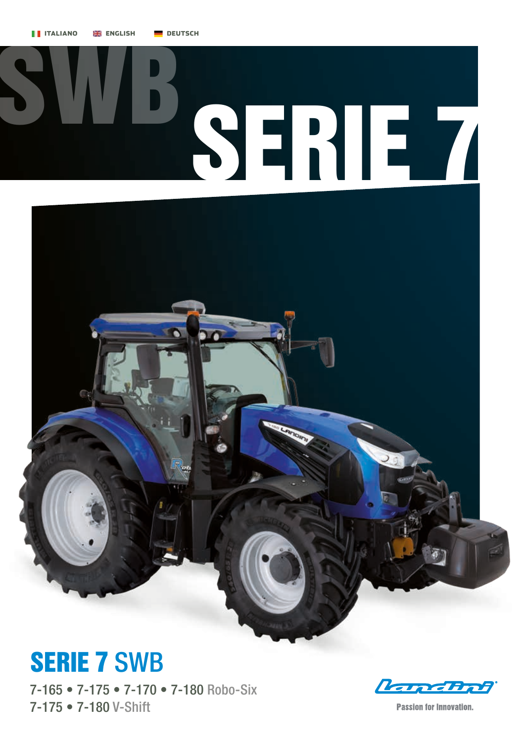ITALIANO ENGLISH DEUTSCH

# SWB SERIE 7

## SERIE 7 SWB

7-165 • 7-175 • 7-170 • 7-180 Robo-Six
7-175 • 7-180 V-Shift

Landini

Passion for Innovation.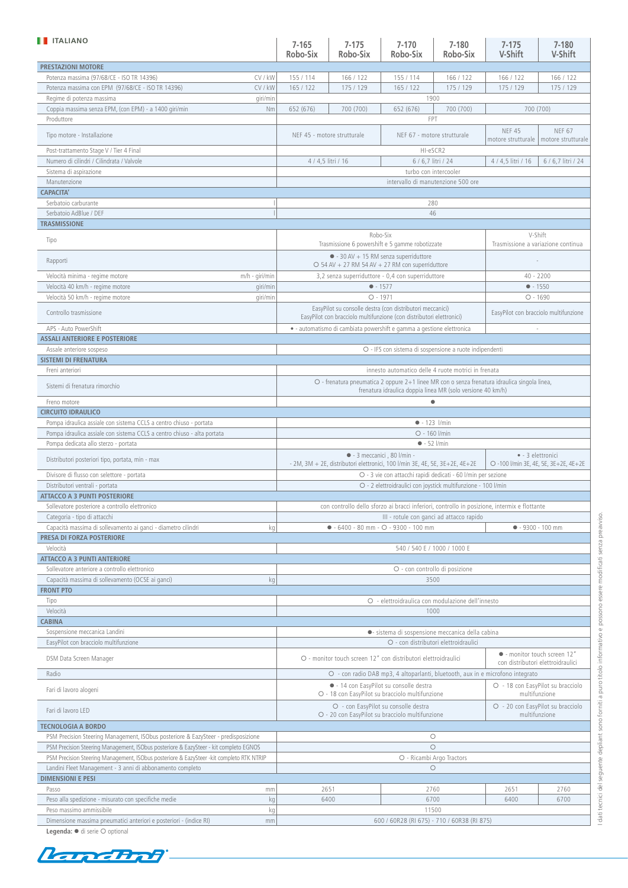# ITALIANO

| | | 7-165 Robo-Six | 7-175 Robo-Six | 7-170 Robo-Six | 7-180 Robo-Six | 7-175 V-Shift | 7-180 V-Shift |
|---|---|---|---|---|---|---|---|
| **PRESTAZIONI MOTORE** | | | | | | | |
| Potenza massima (97/68/CE - ISO TR 14396) | CV / kW | 155 / 114 | 166 / 122 | 155 / 114 | 166 / 122 | 166 / 122 | 166 / 122 |
| Potenza massima con EPM (97/68/CE - ISO TR 14396) | CV / kW | 165 / 122 | 175 / 129 | 165 / 122 | 175 / 129 | 175 / 129 | 175 / 129 |
| Regime di potenza massima | giri/min | 1900 | | | | | |
| Coppia massima senza EPM, (con EPM) - a 1400 giri/min | Nm | 652 (676) | 700 (700) | 652 (676) | 700 (700) | 700 (700) | |
| Produttore | | FPT | | | | | |
| Tipo motore - Installazione | | NEF 45 - motore strutturale | | NEF 67 - motore strutturale | | NEF 45 motore strutturale | NEF 67 motore strutturale |
| Post-trattamento Stage V / Tier 4 Final | | HI-eSCR2 | | | | | |
| Numero di cilindri / Cilindrata / Valvole | | 4 / 4,5 litri / 16 | | 6 / 6,7 litri / 24 | | 4 / 4,5 litri / 16 | 6 / 6,7 litri / 24 |
| Sistema di aspirazione | | turbo con intercooler | | | | | |
| Manutenzione | | intervallo di manutenzione 500 ore | | | | | |
| **CAPACITA'** | | | | | | | |
| Serbatoio carburante | l | 280 | | | | | |
| Serbatoio AdBlue / DEF | l | 46 | | | | | |
| **TRASMISSIONE** | | | | | | | |
| Tipo | | Robo-Six Trasmissione 6 powershift e 5 gamme robotizzate | | | | V-Shift Trasmissione a variazione continua | |
| Rapporti | | ● - 30 AV + 15 RM senza superriduttore ○ 54 AV + 27 RM 54 AV + 27 RM con superriduttore | | | | - | |
| Velocità minima - regime motore | m/h - giri/min | 3,2 senza superriduttore - 0,4 con superriduttore | | | | 40 - 2200 | |
| Velocità 40 km/h - regime motore | giri/min | ● - 1577 | | | | ● - 1550 | |
| Velocità 50 km/h - regime motore | giri/min | ○ - 1971 | | | | ○ - 1690 | |
| Controllo trasmissione | | EasyPilot su consolle destra (con distributori meccanici) EasyPilot con bracciolo multifunzione (con distributori elettronici) | | | | EasyPilot con bracciolo multifunzione | |
| APS - Auto PowerShift | | ● - automatismo di cambiata powershift e gamma a gestione elettronica | | | | - | |
| **ASSALI ANTERIORE E POSTERIORE** | | | | | | | |
| Assale anteriore sospeso | | ○ - IFS con sistema di sospensione a ruote indipendenti | | | | | |
| **SISTEMI DI FRENATURA** | | | | | | | |
| Freni anteriori | | innesto automatico delle 4 ruote motrici in frenata | | | | | |
| Sistemi di frenatura rimorchio | | ○ - frenatura pneumatica 2 oppure 2+1 linee MR con o senza frenatura idraulica singola linea, frenatura idraulica doppia linea MR (solo versione 40 km/h) | | | | | |
| Freno motore | | ● | | | | | |
| **CIRCUITO IDRAULICO** | | | | | | | |
| Pompa idraulica assiale con sistema CCLS a centro chiuso - portata | | ● - 123 l/min | | | | | |
| Pompa idraulica assiale con sistema CCLS a centro chiuso - alta portata | | ○ - 160 l/min | | | | | |
| Pompa dedicata allo sterzo - portata | | ● - 52 l/min | | | | | |
| Distributori posteriori tipo, portata, min - max | | ● - 3 meccanici , 80 l/min - - 2M, 3M + 2E, distributori elettronici, 100 l/min 3E, 4E, 5E, 3E+2E, 4E+2E | | | | ● - 3 elettronici ○ -100 l/min 3E, 4E, 5E, 3E+2E, 4E+2E | |
| Divisore di flusso con selettore - portata | | ○ - 3 vie con attacchi rapidi dedicati - 60 l/min per sezione | | | | | |
| Distributori ventrali - portata | | ○ - 2 elettroidraulici con joystick multifunzione - 100 l/min | | | | | |
| **ATTACCO A 3 PUNTI POSTERIORE** | | | | | | | |
| Sollevatore posteriore a controllo elettronico | | con controllo dello sforzo ai bracci inferiori, controllo in posizione, intermix e flottante | | | | | |
| Categoria - tipo di attacchi | | III - rotule con ganci ad attacco rapido | | | | | |
| Capacità massima di sollevamento ai ganci - diametro cilindri | kg | ● - 6400 - 80 mm - ○ - 9300 - 100 mm | | | | ● - 9300 - 100 mm | |
| **PRESA DI FORZA POSTERIORE** | | | | | | | |
| Velocità | | 540 / 540 E / 1000 / 1000 E | | | | | |
| **ATTACCO A 3 PUNTI ANTERIORE** | | | | | | | |
| Sollevatore anteriore a controllo elettronico | | ○ - con controllo di posizione | | | | | |
| Capacità massima di sollevamento (OCSE ai ganci) | kg | 3500 | | | | | |
| **FRONT PTO** | | | | | | | |
| Tipo | | ○ - elettroidraulica con modulazione dell'innesto | | | | | |
| Velocità | | 1000 | | | | | |
| **CABINA** | | | | | | | |
| Sospensione meccanica Landini | | ●- sistema di sospensione meccanica della cabina | | | | | |
| EasyPilot con bracciolo multifunzione | | ○ - con distributori elettroidraulici | | | | | |
| DSM Data Screen Manager | | ○ - monitor touch screen 12" con distributori elettroidraulici | | | | ● - monitor touch screen 12" con distributori elettroidraulici | |
| Radio | | ○ - con radio DAB mp3, 4 altoparlanti, bluetooth, aux in e microfono integrato | | | | | |
| Fari di lavoro alogeni | | ● - 14 con EasyPilot su consolle destra ○ - 18 con EasyPilot su bracciolo multifunzione | | | | ○ - 18 con EasyPilot su bracciolo multifunzione | |
| Fari di lavoro LED | | ○ - con EasyPilot su consolle destra ○ - 20 con EasyPilot su bracciolo multifunzione | | | | ○ - 20 con EasyPilot su bracciolo multifunzione | |
| **TECNOLOGIA A BORDO** | | | | | | | |
| PSM Precision Steering Management, ISObus posteriore & EazySteer - predisposizione | | ○ | | | | | |
| PSM Precision Steering Management, ISObus posteriore & EazySteer - kit completo EGNOS | | ○ | | | | | |
| PSM Precision Steering Management, ISObus posteriore & EazySteer -kit completo RTK NTRIP | | ○ - Ricambi Argo Tractors | | | | | |
| Landini Fleet Management - 3 anni di abbonamento completo | | ○ | | | | | |
| **DIMENSIONI E PESI** | | | | | | | |
| Passo | mm | 2651 | | 2760 | | 2651 | 2760 |
| Peso alla spedizione - misurato con specifiche medie | kg | 6400 | | 6700 | | 6400 | 6700 |
| Peso massimo ammissibile | kg | 11500 | | | | | |
| Dimensione massima pneumatici anteriori e posteriori - (indice RI) | mm | 600 / 60R28 (RI 675) - 710 / 60R38 (RI 875) | | | | | |

**Legenda:** ● di serie ○ optional

I dati tecnici del seguente depliant sono forniti a puro titolo informativo e possono essere modificati senza preavviso.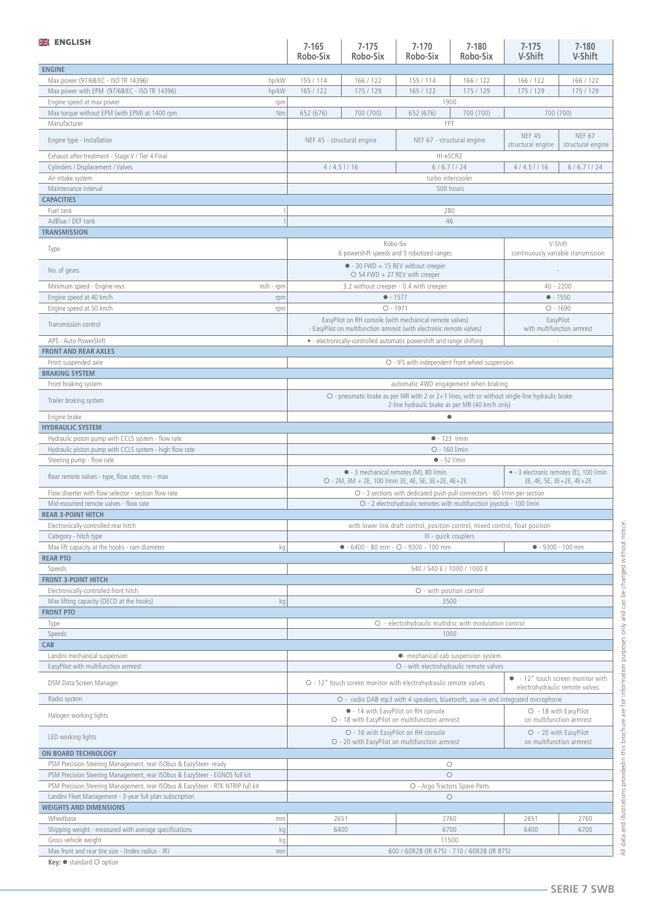## ENGLISH

| | | 7-165 Robo-Six | 7-175 Robo-Six | 7-170 Robo-Six | 7-180 Robo-Six | 7-175 V-Shift | 7-180 V-Shift |
|---|---|---|---|---|---|---|---|
| **ENGINE** | | | | | | | |
| Max power (97/68/EC - ISO TR 14396) | hp/kW | 155 / 114 | 166 / 122 | 155 / 114 | 166 / 122 | 166 / 122 | 166 / 122 |
| Max power with EPM (97/68/EC - ISO TR 14396) | hp/kW | 165 / 122 | 175 / 129 | 165 / 122 | 175 / 129 | 175 / 129 | 175 / 129 |
| Engine speed at max power | rpm | 1900 | | | | | |
| Max torque without EPM (with EPM) at 1400 rpm | Nm | 652 (676) | 700 (700) | 652 (676) | 700 (700) | 700 (700) | |
| Manufacturer | | FPT | | | | | |
| Engine type - Installation | | NEF 45 - structural engine | | NEF 67 - structural engine | | NEF 45 structural engine | NEF 67 structural engine |
| Exhaust after-treatment - Stage V / Tier 4 Final | | HI-eSCR2 | | | | | |
| Cylinders / Displacement / Valves | | 4 / 4.5 l / 16 | | 6 / 6.7 l / 24 | | 4 / 4.5 l / 16 | 6 / 6.7 l / 24 |
| Air intake system | | turbo intercooler | | | | | |
| Maintenance interval | | 500 hours | | | | | |
| **CAPACITIES** | | | | | | | |
| Fuel tank | l | 280 | | | | | |
| AdBlue / DEF tank | l | 46 | | | | | |
| **TRANSMISSION** | | | | | | | |
| Type | | Robo-Six 6 powershift speeds and 5 robotized ranges | | | | V-Shift continuously variable transmission | |
| No. of gears | | ● - 30 FWD + 15 REV without creeper ○ 54 FWD + 27 REV with creeper | | | | - | |
| Minimum speed - Engine revs | m/h - rpm | 3.2 without creeper - 0.4 with creeper | | | | 40 - 2200 | |
| Engine speed at 40 km/h | rpm | ● - 1577 | | | | ● - 1550 | |
| Engine speed at 50 km/h | rpm | ○ - 1971 | | | | ○ - 1690 | |
| Transmission control | | EasyPilot on RH console (with mechanical remote valves) - EasyPilot on multifunction armrest (with electronic remote valves) | | | | EasyPilot with multifunction armrest | |
| APS - Auto PowerShift | | • - electronically-controlled automatic powershift and range shifting | | | | - | |
| **FRONT AND REAR AXLES** | | | | | | | |
| Front suspended axle | | ○ - IFS with independent front wheel suspension | | | | | |
| **BRAKING SYSTEM** | | | | | | | |
| Front braking system | | automatic 4WD engagement when braking | | | | | |
| Trailer braking system | | ○ - pneumatic brake as per MR with 2 or 2+1 lines, with or without single-line hydraulic brake 2-line hydraulic brake as per MR (40 km/h only) | | | | | |
| Engine brake | | ● | | | | | |
| **HYDRAULIC SYSTEM** | | | | | | | |
| Hydraulic piston pump with CCLS system - flow rate | | ● - 123 l/min | | | | | |
| Hydraulic piston pump with CCLS system - high flow rate | | ○ - 160 l/min | | | | | |
| Steering pump - flow rate | | ● - 52 l/min | | | | | |
| Rear remote valves - type, flow rate, min - max | | ● - 3 mechanical remotes (M), 80 l/min ○ - 2M, 3M + 2E, 100 l/min 3E, 4E, 5E, 3E+2E, 4E+2E | | | | • - 3 electronic remotes (E), 100 l/min 3E, 4E, 5E, 3E+2E, 4E+2E | |
| Flow diverter with flow selector - section flow rate | | ○ - 3 sections with dedicated push-pull connectors - 60 l/min per section | | | | | |
| Mid-mounted remote valves - flow rate | | ○ - 2 electrohydraulic remotes with multifunction joystick - 100 l/min | | | | | |
| **REAR 3-POINT HITCH** | | | | | | | |
| Electronically-controlled rear hitch | | with lower link draft control, position control, mixed control, float position | | | | | |
| Category - hitch type | | III - quick couplers | | | | | |
| Max lift capacity at the hooks - ram diameter | kg | ● - 6400 - 80 mm - ○ - 9300 - 100 mm | | | | ● - 9300 - 100 mm | |
| **REAR PTO** | | | | | | | |
| Speeds | | 540 / 540 E / 1000 / 1000 E | | | | | |
| **FRONT 3-POINT HITCH** | | | | | | | |
| Electronically-controlled front hitch | | ○ - with position control | | | | | |
| Max lifting capacity (OECD at the hooks) | kg | 3500 | | | | | |
| **FRONT PTO** | | | | | | | |
| Type | | ○ - electrohydraulic multidisc with modulation control | | | | | |
| Speeds | | 1000 | | | | | |
| **CAB** | | | | | | | |
| Landini mechanical suspension | | ●- mechanical cab suspension system | | | | | |
| EasyPilot with multifunction armrest | | ○ - with electrohydraulic remote valves | | | | | |
| DSM Data Screen Manager | | ○ - 12" touch screen monitor with electrohydraulic remote valves | | | | ● - 12" touch screen monitor with electrohydraulic remote valves | |
| Radio system | | ○ - radio DAB mp3 with 4 speakers, bluetooth, aux-in and integrated microphone | | | | | |
| Halogen working lights | | ● - 14 with EasyPilot on RH console ○ - 18 with EasyPilot on multifunction armrest | | | | ○ - 18 with EasyPilot on multifunction armrest | |
| LED working lights | | ○ - 16 with EasyPilot on RH console ○ - 20 with EasyPilot on multifunction armrest | | | | ○ - 20 with EasyPilot on multifunction armrest | |
| **ON BOARD TECHNOLOGY** | | | | | | | |
| PSM Precision Steering Management, rear ISObus & EazySteer- ready | | ○ | | | | | |
| PSM Precision Steering Management, rear ISObus & EazySteer - EGNOS full kit | | ○ | | | | | |
| PSM Precision Steering Management, rear ISObus & EazySteer - RTK NTRIP full kit | | ○ - Argo Tractors Spare Parts | | | | | |
| Landini Fleet Management - 3-year full plan subscription | | ○ | | | | | |
| **WEIGHTS AND DIMENSIONS** | | | | | | | |
| Wheelbase | mm | 2651 | | 2760 | | 2651 | 2760 |
| Shipping weight - measured with average specifications | kg | 6400 | | 6700 | | 6400 | 6700 |
| Gross vehicle weight | kg | 11500 | | | | | |
| Max front and rear tire size - (Index radius - IR) | mm | 600 / 60R28 (IR 675) - 710 / 60R38 (IR 875) | | | | | |

**Key:** ● standard ○ option

All data and illustrations providedin this brochure are for information purposes only and can be changed without notice.

**SERIE 7 SWB**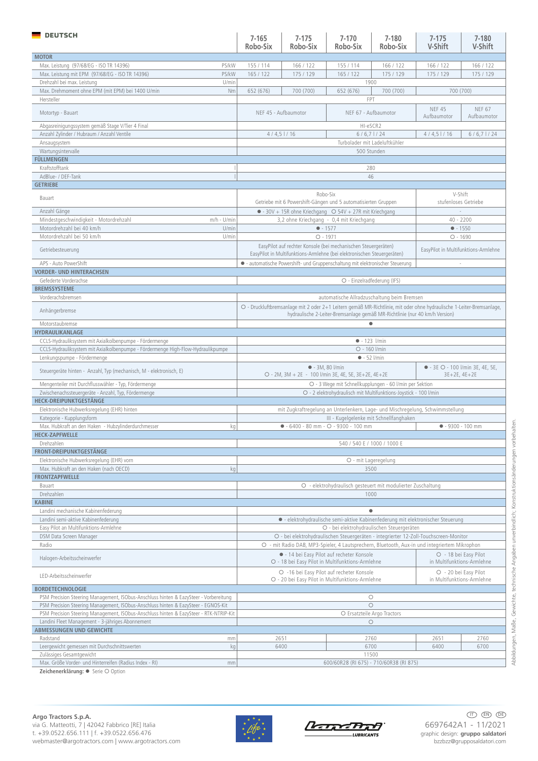## DEUTSCH

| | | 7-165 Robo-Six | 7-175 Robo-Six | 7-170 Robo-Six | 7-180 Robo-Six | 7-175 V-Shift | 7-180 V-Shift |
|---|---|---|---|---|---|---|---|
| **MOTOR** | | | | | | | |
| Max. Leistung (97/68/EG - ISO TR 14396) | PS/kW | 155 / 114 | 166 / 122 | 155 / 114 | 166 / 122 | 166 / 122 | 166 / 122 |
| Max. Leistung mit EPM (97/68/EG - ISO TR 14396) | PS/kW | 165 / 122 | 175 / 129 | 165 / 122 | 175 / 129 | 175 / 129 | 175 / 129 |
| Drehzahl bei max. Leistung | U/min | 1900 | | | | | |
| Max. Drehmoment ohne EPM (mit EPM) bei 1400 U/min | Nm | 652 (676) | 700 (700) | 652 (676) | 700 (700) | 700 (700) | |
| Hersteller | | FPT | | | | | |
| Motortyp - Bauart | | NEF 45 - Aufbaumotor | | NEF 67 - Aufbaumotor | | NEF 45 Aufbaumotor | NEF 67 Aufbaumotor |
| Abgasreinigungssystem gemäß Stage V/Tier 4 Final | | HI-eSCR2 | | | | | |
| Anzahl Zylinder / Hubraum / Anzahl Ventile | | 4 / 4,5 l / 16 | | 6 / 6,7 l / 24 | | 4 / 4,5 l / 16 | 6 / 6,7 l / 24 |
| Ansaugsystem | | Turbolader mit Ladeluftkühler | | | | | |
| Wartungsintervalle | | 500 Stunden | | | | | |
| **FÜLLMENGEN** | | | | | | | |
| Kraftstofftank | l | 280 | | | | | |
| AdBlue- / DEF-Tank | l | 46 | | | | | |
| **GETRIEBE** | | | | | | | |
| Bauart | | Robo-Six Getriebe mit 6 Powershift-Gängen und 5 automatisierten Gruppen | | | | V-Shift stufenloses Getriebe | |
| Anzahl Gänge | | ● - 30V + 15R ohne Kriechgang ○ 54V + 27R mit Kriechgang | | | | - | |
| Mindestgeschwindigkeit - Motordrehzahl | m/h - U/min | 3,2 ohne Kriechgang - 0,4 mit Kriechgang | | | | 40 - 2200 | |
| Motordrehzahl bei 40 km/h | U/min | ● - 1577 | | | | ● - 1550 | |
| Motordrehzahl bei 50 km/h | U/min | ○ - 1971 | | | | ○ - 1690 | |
| Getriebesteuerung | | EasyPilot auf rechter Konsole (bei mechanischen Steuergeräten) EasyPilot in Multifunktions-Armlehne (bei elektronischen Steuergeräten) | | | | EasyPilot in Multifunktions-Armlehne | |
| APS - Auto PowerShift | | ● - automatische Powershift- und Gruppenschaltung mit elektronischer Steuerung | | | | - | |
| **VORDER- UND HINTERACHSEN** | | | | | | | |
| Gefederte Vorderachse | | ○ - Einzelradfederung (IFS) | | | | | |
| **BREMSSYSTEME** | | | | | | | |
| Vorderachsbremsen | | automatische Allradzuschaltung beim Bremsen | | | | | |
| Anhängerbremse | | ○ - Druckluftbremsanlage mit 2 oder 2+1 Leitern gemäß MR-Richtlinie, mit oder ohne hydraulische 1-Leiter-Bremsanlage, hydraulische 2-Leiter-Bremsanlage gemäß MR-Richtlinie (nur 40 km/h Version) | | | | | |
| Motorstaubremse | | ● | | | | | |
| **HYDRAULIKANLAGE** | | | | | | | |
| CCLS-Hydrauliksystem mit Axialkolbenpumpe - Fördermenge | | ● - 123 l/min | | | | | |
| CCLS-Hydrauliksystem mit Axialkolbenpumpe - Fördermenge High-Flow-Hydraulikpumpe | | ○ - 160 l/min | | | | | |
| Lenkungspumpe - Fördermenge | | ● - 52 l/min | | | | | |
| Steuergeräte hinten - Anzahl, Typ (mechanisch, M - elektronisch, E) | | ● - 3M, 80 l/min ○ - 2M, 3M + 2E - 100 l/min 3E, 4E, 5E, 3E+2E, 4E+2E | | | | ● - 3E ○ - 100 l/min 3E, 4E, 5E, 3E+2E, 4E+2E | |
| Mengenteiler mit Durchflusswähler - Typ, Fördermenge | | ○ - 3 Wege mit Schnellkupplungen - 60 l/min per Sektion | | | | | |
| Zwischenachssteuergeräte - Anzahl, Typ, Fördermenge | | ○ - 2 elektrohydraulisch mit Multifunktions-Joystick - 100 l/min | | | | | |
| **HECK-DREIPUNKTGESTÄNGE** | | | | | | | |
| Elektronische Hubwerksregelung (EHR) hinten | | mit Zugkraftregelung an Unterlenkern, Lage- und Mischregelung, Schwimmstellung | | | | | |
| Kategorie - Kupplungsform | | III - Kugelgelenke mit Schnellfanghaken | | | | | |
| Max. Hubkraft an den Haken - Hubzylinderdurchmesser | kg | ● - 6400 - 80 mm - ○ - 9300 - 100 mm | | | | ● - 9300 - 100 mm | |
| **HECK-ZAPFWELLE** | | | | | | | |
| Drehzahlen | | 540 / 540 E / 1000 / 1000 E | | | | | |
| **FRONT-DREIPUNKTGESTÄNGE** | | | | | | | |
| Elektronische Hubwerksregelung (EHR) vorn | | ○ - mit Lageregelung | | | | | |
| Max. Hubkraft an den Haken (nach OECD) | kg | 3500 | | | | | |
| **FRONTZAPFWELLE** | | | | | | | |
| Bauart | | ○ - elektrohydraulisch gesteuert mit modulierter Zuschaltung | | | | | |
| Drehzahlen | | 1000 | | | | | |
| **KABINE** | | | | | | | |
| Landini mechanische Kabinenfederung | | ● | | | | | |
| Landini semi-aktive Kabinenfederung | | ● - elektrohydraulische semi-aktive Kabinenfederung mit elektronischer Steuerung | | | | | |
| Easy Pilot an Multifunktions-Armlehne | | ○ - bei elektrohydraulischen Steuergeräten | | | | | |
| DSM Data Screen Manager | | ○ - bei elektrohydraulischen Steuergeräten - integrierter 12-Zoll-Touchscreen-Monitor | | | | | |
| Radio | | ○ - mit Radio DAB, MP3-Spieler, 4 Lautsprechern, Bluetooth, Aux-in und integriertem Mikrophon | | | | | |
| Halogen-Arbeitsscheinwerfer | | ● - 14 bei Easy Pilot auf recheter Konsole ○ - 18 bei Easy Pilot in Multifunktions-Armlehne | | | | ○ - 18 bei Easy Pilot in Multifunktions-Armlehne | |
| LED-Arbeitsscheinwerfer | | ○ -16 bei Easy Pilot auf recheter Konsole ○ - 20 bei Easy Pilot in Multifunktions-Armlehne | | | | ○ - 20 bei Easy Pilot in Multifunktions-Armlehne | |
| **BORDETECHNOLOGIE** | | | | | | | |
| PSM Precision Steering Management, ISObus-Anschluss hinten & EazySteer - Vorbereitung | | ○ | | | | | |
| PSM Precision Steering Management, ISObus-Anschluss hinten & EazySteer - EGNOS-Kit | | ○ | | | | | |
| PSM Precision Steering Management, ISObus-Anschluss hinten & EazySteer - RTK-NTRIP-Kit | | ○ Ersatzteile Argo Tractors | | | | | |
| Landini Fleet Management - 3-jähriges Abonnement | | ○ | | | | | |
| **ABMESSUNGEN UND GEWICHTE** | | | | | | | |
| Radstand | mm | 2651 | | 2760 | | 2651 | 2760 |
| Leergewicht gemessen mit Durchschnittswerten | kg | 6400 | | 6700 | | 6400 | 6700 |
| Zulässiges Gesamtgewicht | | 11500 | | | | | |
| Max. Größe Vorder- und Hinterreifen (Radius Index - RI) | mm | 600/60R28 (RI 675) - 710/60R38 (RI 875) | | | | | |

**Zeichenerklärung:** ● Serie ○ Option

Abbildungen, Maße, Gewichte, technische Angaben unverbindlich; Konstruktionsänderungen vorbehalten.

**Argo Tractors S.p.A.**
via G. Matteotti, 7 | 42042 Fabbrico [RE] Italia
t. +39.0522.656.111 | f. +39.0522.656.476
webmaster@argotractors.com | www.argotractors.com

Landini LUBRICANTS

IT EN DE
6697642A1 - 11/2021
graphic design: **gruppo saldatori**
bzzbzz@grupposaldatori.com